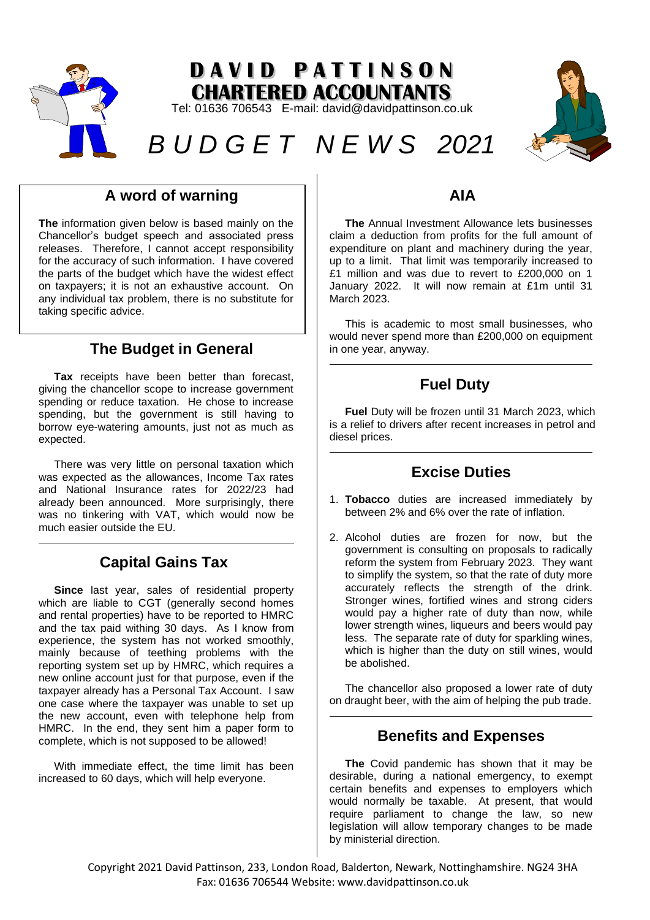# DAVID PATTINSON CHARTERED ACCOUNTANTS

Tel: 01636 706543 E-mail: david@davidpattinson.co.uk

# *BUDGET NEWS 2021*

## A word of warning

**The** information given below is based mainly on the Chancellor's budget speech and associated press releases. Therefore, I cannot accept responsibility for the accuracy of such information. I have covered the parts of the budget which have the widest effect on taxpayers; it is not an exhaustive account. On any individual tax problem, there is no substitute for taking specific advice.

## The Budget in General

**Tax** receipts have been better than forecast, giving the chancellor scope to increase government spending or reduce taxation. He chose to increase spending, but the government is still having to borrow eye-watering amounts, just not as much as expected.

There was very little on personal taxation which was expected as the allowances, Income Tax rates and National Insurance rates for 2022/23 had already been announced. More surprisingly, there was no tinkering with VAT, which would now be much easier outside the EU.

## Capital Gains Tax

**Since** last year, sales of residential property which are liable to CGT (generally second homes and rental properties) have to be reported to HMRC and the tax paid withing 30 days. As I know from experience, the system has not worked smoothly, mainly because of teething problems with the reporting system set up by HMRC, which requires a new online account just for that purpose, even if the taxpayer already has a Personal Tax Account. I saw one case where the taxpayer was unable to set up the new account, even with telephone help from HMRC. In the end, they sent him a paper form to complete, which is not supposed to be allowed!

With immediate effect, the time limit has been increased to 60 days, which will help everyone.

## AIA

**The** Annual Investment Allowance lets businesses claim a deduction from profits for the full amount of expenditure on plant and machinery during the year, up to a limit. That limit was temporarily increased to £1 million and was due to revert to £200,000 on 1 January 2022. It will now remain at £1m until 31 March 2023.

This is academic to most small businesses, who would never spend more than £200,000 on equipment in one year, anyway.

## Fuel Duty

**Fuel** Duty will be frozen until 31 March 2023, which is a relief to drivers after recent increases in petrol and diesel prices.

## Excise Duties

1. **Tobacco** duties are increased immediately by between 2% and 6% over the rate of inflation.
2. Alcohol duties are frozen for now, but the government is consulting on proposals to radically reform the system from February 2023. They want to simplify the system, so that the rate of duty more accurately reflects the strength of the drink. Stronger wines, fortified wines and strong ciders would pay a higher rate of duty than now, while lower strength wines, liqueurs and beers would pay less. The separate rate of duty for sparkling wines, which is higher than the duty on still wines, would be abolished.

The chancellor also proposed a lower rate of duty on draught beer, with the aim of helping the pub trade.

## Benefits and Expenses

**The** Covid pandemic has shown that it may be desirable, during a national emergency, to exempt certain benefits and expenses to employers which would normally be taxable. At present, that would require parliament to change the law, so new legislation will allow temporary changes to be made by ministerial direction.

Copyright 2021 David Pattinson, 233, London Road, Balderton, Newark, Nottinghamshire. NG24 3HA
Fax: 01636 706544 Website: www.davidpattinson.co.uk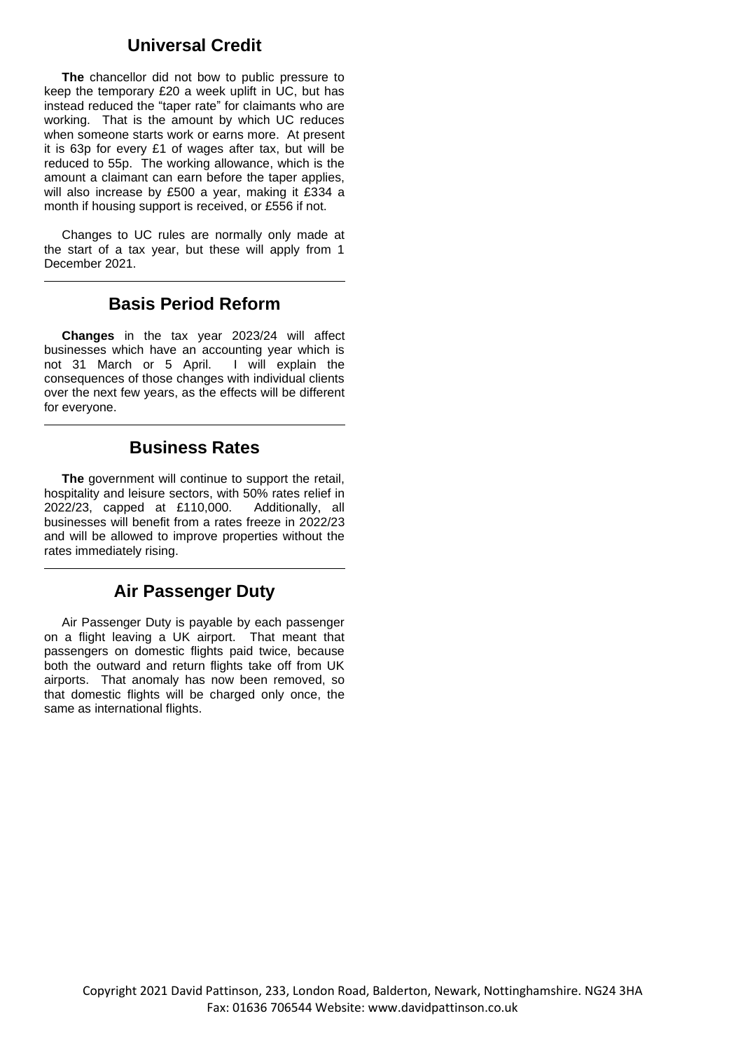## Universal Credit

**The** chancellor did not bow to public pressure to keep the temporary £20 a week uplift in UC, but has instead reduced the "taper rate" for claimants who are working. That is the amount by which UC reduces when someone starts work or earns more. At present it is 63p for every £1 of wages after tax, but will be reduced to 55p. The working allowance, which is the amount a claimant can earn before the taper applies, will also increase by £500 a year, making it £334 a month if housing support is received, or £556 if not.

Changes to UC rules are normally only made at the start of a tax year, but these will apply from 1 December 2021.

## Basis Period Reform

**Changes** in the tax year 2023/24 will affect businesses which have an accounting year which is not 31 March or 5 April. I will explain the consequences of those changes with individual clients over the next few years, as the effects will be different for everyone.

## Business Rates

**The** government will continue to support the retail, hospitality and leisure sectors, with 50% rates relief in 2022/23, capped at £110,000. Additionally, all businesses will benefit from a rates freeze in 2022/23 and will be allowed to improve properties without the rates immediately rising.

## Air Passenger Duty

Air Passenger Duty is payable by each passenger on a flight leaving a UK airport. That meant that passengers on domestic flights paid twice, because both the outward and return flights take off from UK airports. That anomaly has now been removed, so that domestic flights will be charged only once, the same as international flights.

Copyright 2021 David Pattinson, 233, London Road, Balderton, Newark, Nottinghamshire. NG24 3HA
Fax: 01636 706544 Website: www.davidpattinson.co.uk